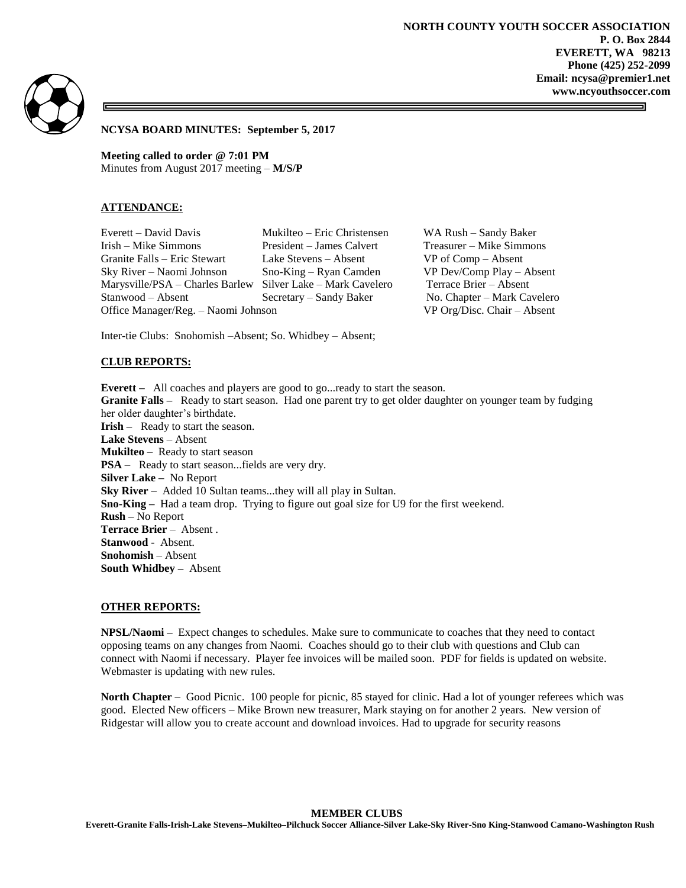**NORTH COUNTY YOUTH SOCCER ASSOCIATION**
**P. O. Box 2844**
**EVERETT, WA 98213**
**Phone (425) 252-2099**
**Email: ncysa@premier1.net**
**www.ncyouthsoccer.com**

**NCYSA BOARD MINUTES: September 5, 2017**

**Meeting called to order @ 7:01 PM**
Minutes from August 2017 meeting – **M/S/P**

## ATTENDANCE:

| | | |
|---|---|---|
| Everett – David Davis | Mukilteo – Eric Christensen | WA Rush – Sandy Baker |
| Irish – Mike Simmons | President – James Calvert | Treasurer – Mike Simmons |
| Granite Falls – Eric Stewart | Lake Stevens – Absent | VP of Comp – Absent |
| Sky River – Naomi Johnson | Sno-King – Ryan Camden | VP Dev/Comp Play – Absent |
| Marysville/PSA – Charles Barlew | Silver Lake – Mark Cavelero | Terrace Brier – Absent |
| Stanwood – Absent | Secretary – Sandy Baker | No. Chapter – Mark Cavelero |
| Office Manager/Reg. – Naomi Johnson | | VP Org/Disc. Chair – Absent |

Inter-tie Clubs: Snohomish –Absent; So. Whidbey – Absent;

## CLUB REPORTS:

**Everett –** All coaches and players are good to go...ready to start the season.
**Granite Falls –** Ready to start season. Had one parent try to get older daughter on younger team by fudging her older daughter's birthdate.
**Irish –** Ready to start the season.
**Lake Stevens** – Absent
**Mukilteo** – Ready to start season
**PSA** – Ready to start season...fields are very dry.
**Silver Lake –** No Report
**Sky River** – Added 10 Sultan teams...they will all play in Sultan.
**Sno-King –** Had a team drop. Trying to figure out goal size for U9 for the first weekend.
**Rush –** No Report
**Terrace Brier** – Absent .
**Stanwood** - Absent.
**Snohomish** – Absent
**South Whidbey –** Absent

## OTHER REPORTS:

**NPSL/Naomi –** Expect changes to schedules. Make sure to communicate to coaches that they need to contact opposing teams on any changes from Naomi. Coaches should go to their club with questions and Club can connect with Naomi if necessary. Player fee invoices will be mailed soon. PDF for fields is updated on website. Webmaster is updating with new rules.

**North Chapter** – Good Picnic. 100 people for picnic, 85 stayed for clinic. Had a lot of younger referees which was good. Elected New officers – Mike Brown new treasurer, Mark staying on for another 2 years. New version of Ridgestar will allow you to create account and download invoices. Had to upgrade for security reasons

**MEMBER CLUBS**
**Everett-Granite Falls-Irish-Lake Stevens–Mukilteo–Pilchuck Soccer Alliance-Silver Lake-Sky River-Sno King-Stanwood Camano-Washington Rush**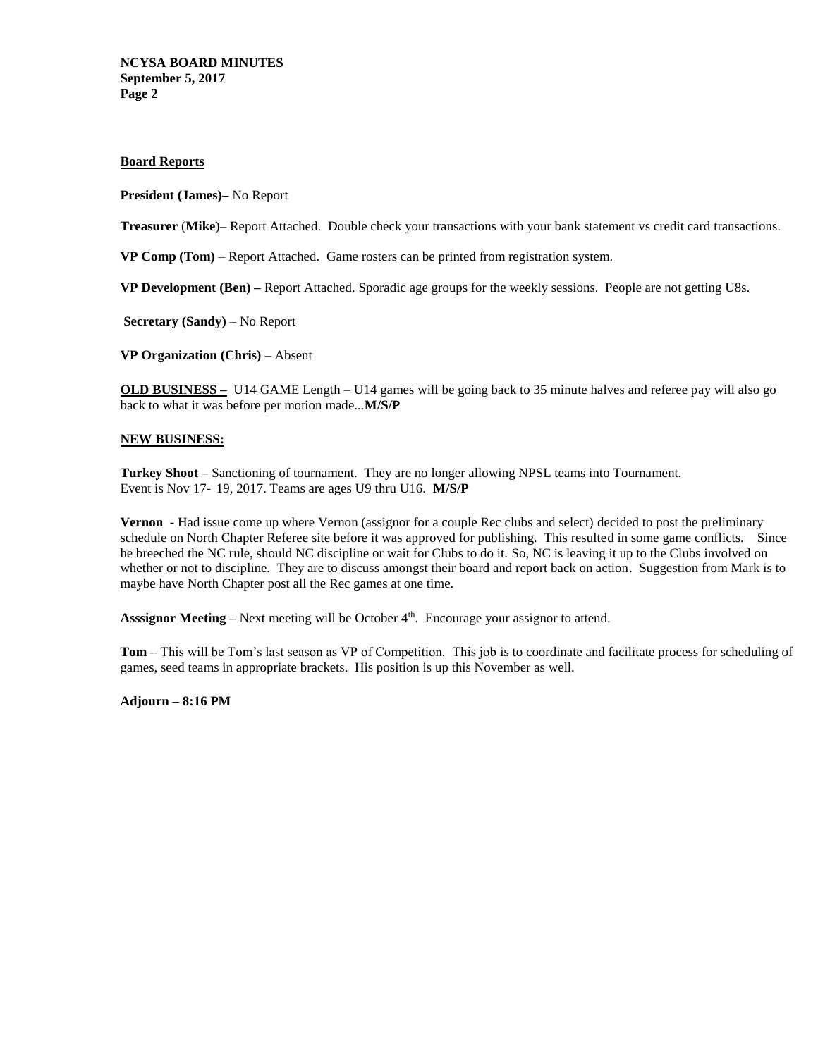**Board Reports**

**President (James)–** No Report

**Treasurer** (**Mike**)– Report Attached. Double check your transactions with your bank statement vs credit card transactions.

**VP Comp (Tom)** – Report Attached. Game rosters can be printed from registration system.

**VP Development (Ben) –** Report Attached. Sporadic age groups for the weekly sessions. People are not getting U8s.

**Secretary (Sandy)** – No Report

**VP Organization (Chris)** – Absent

**OLD BUSINESS –** U14 GAME Length – U14 games will be going back to 35 minute halves and referee pay will also go back to what it was before per motion made...**M/S/P**

**NEW BUSINESS:**

**Turkey Shoot –** Sanctioning of tournament. They are no longer allowing NPSL teams into Tournament. Event is Nov 17- 19, 2017. Teams are ages U9 thru U16. **M/S/P**

**Vernon -** Had issue come up where Vernon (assignor for a couple Rec clubs and select) decided to post the preliminary schedule on North Chapter Referee site before it was approved for publishing. This resulted in some game conflicts. Since he breeched the NC rule, should NC discipline or wait for Clubs to do it. So, NC is leaving it up to the Clubs involved on whether or not to discipline. They are to discuss amongst their board and report back on action. Suggestion from Mark is to maybe have North Chapter post all the Rec games at one time.

**Asssignor Meeting –** Next meeting will be October 4th. Encourage your assignor to attend.

**Tom –** This will be Tom's last season as VP of Competition. This job is to coordinate and facilitate process for scheduling of games, seed teams in appropriate brackets. His position is up this November as well.

**Adjourn – 8:16 PM**